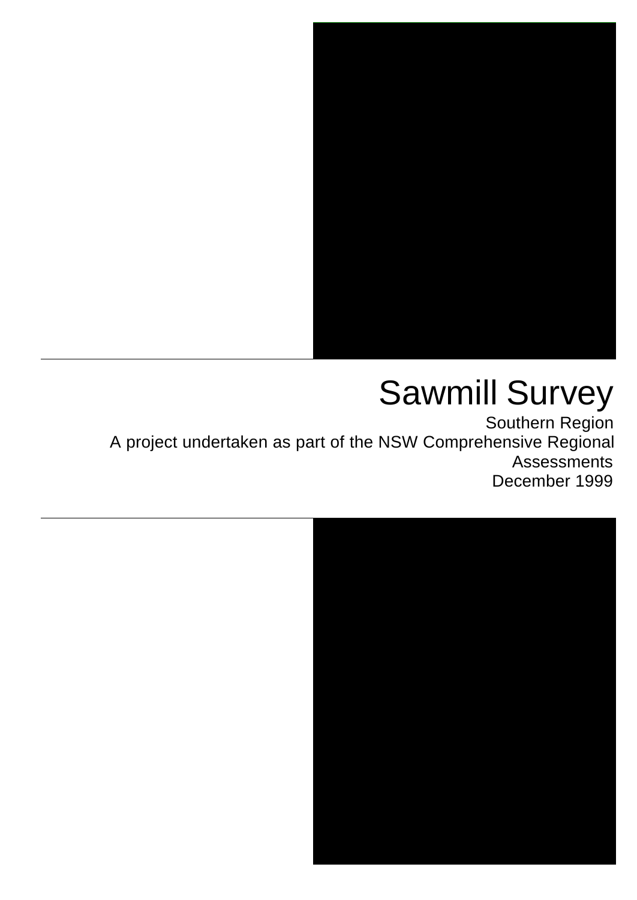# Sawmill Survey

Southern Region

A project undertaken as part of the NSW Comprehensive Regional Assessments

December 1999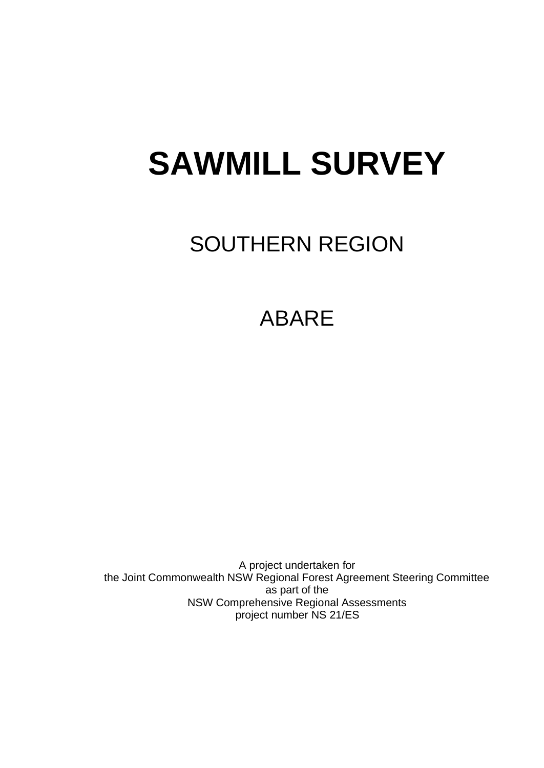# SAWMILL SURVEY

## SOUTHERN REGION

## ABARE

A project undertaken for
the Joint Commonwealth NSW Regional Forest Agreement Steering Committee
as part of the
NSW Comprehensive Regional Assessments
project number NS 21/ES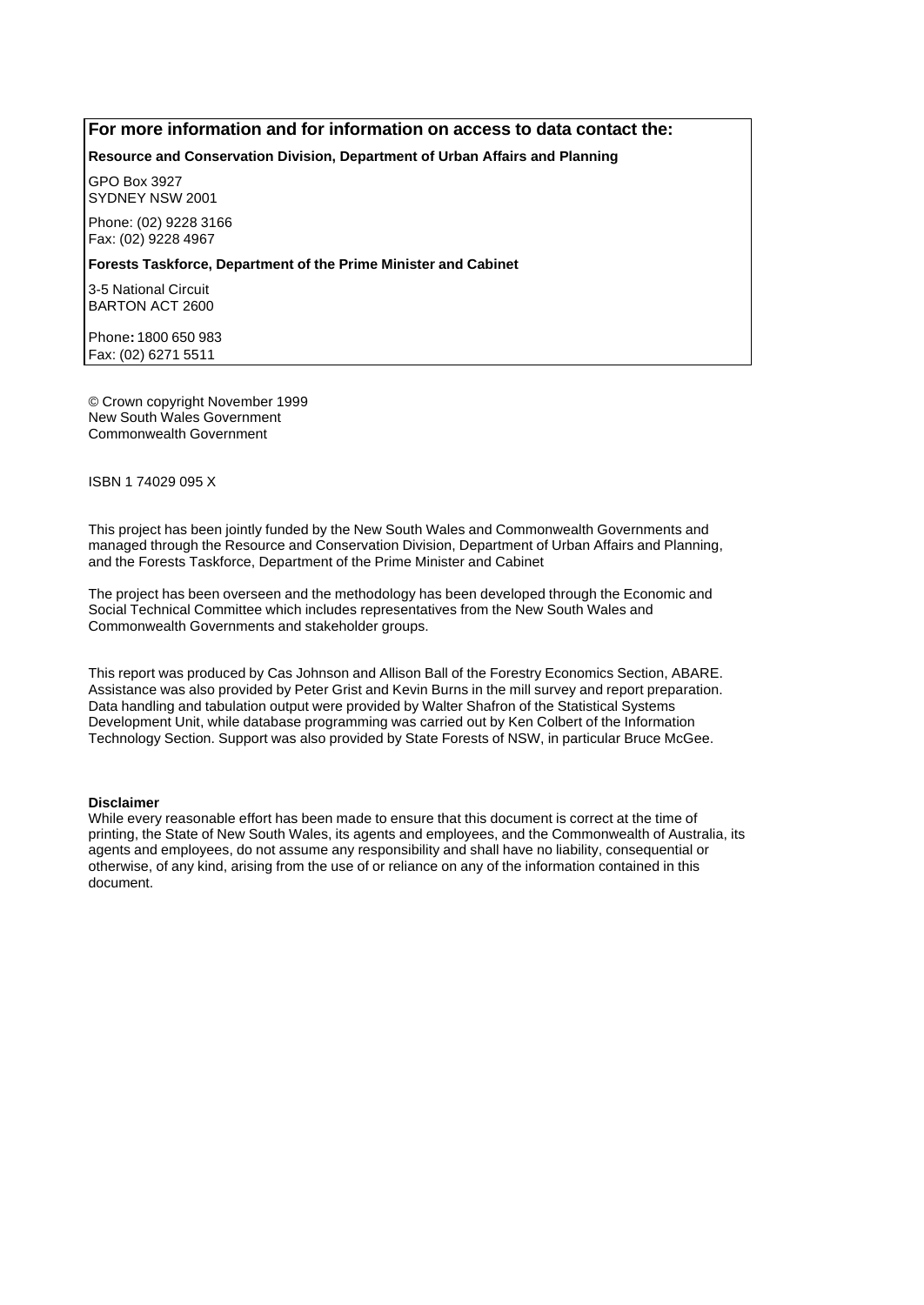**For more information and for information on access to data contact the:**

**Resource and Conservation Division, Department of Urban Affairs and Planning**

GPO Box 3927
SYDNEY NSW 2001

Phone: (02) 9228 3166
Fax: (02) 9228 4967

**Forests Taskforce, Department of the Prime Minister and Cabinet**

3-5 National Circuit
BARTON ACT 2600

Phone**:** 1800 650 983
Fax: (02) 6271 5511

© Crown copyright November 1999
New South Wales Government
Commonwealth Government

ISBN 1 74029 095 X

This project has been jointly funded by the New South Wales and Commonwealth Governments and managed through the Resource and Conservation Division, Department of Urban Affairs and Planning, and the Forests Taskforce, Department of the Prime Minister and Cabinet

The project has been overseen and the methodology has been developed through the Economic and Social Technical Committee which includes representatives from the New South Wales and Commonwealth Governments and stakeholder groups.

This report was produced by Cas Johnson and Allison Ball of the Forestry Economics Section, ABARE. Assistance was also provided by Peter Grist and Kevin Burns in the mill survey and report preparation. Data handling and tabulation output were provided by Walter Shafron of the Statistical Systems Development Unit, while database programming was carried out by Ken Colbert of the Information Technology Section. Support was also provided by State Forests of NSW, in particular Bruce McGee.

**Disclaimer**
While every reasonable effort has been made to ensure that this document is correct at the time of printing, the State of New South Wales, its agents and employees, and the Commonwealth of Australia, its agents and employees, do not assume any responsibility and shall have no liability, consequential or otherwise, of any kind, arising from the use of or reliance on any of the information contained in this document.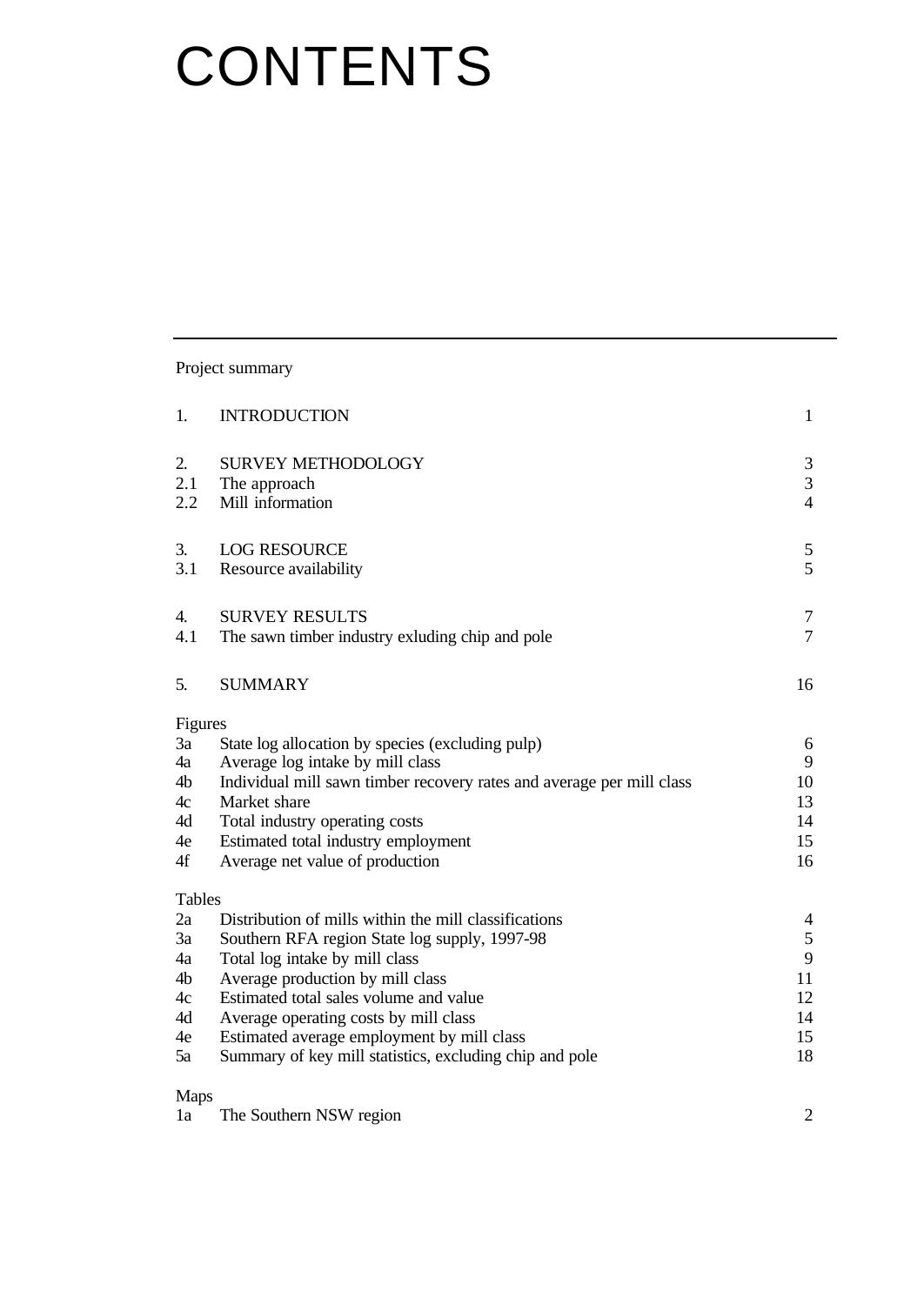# CONTENTS

---

Project summary

| | | |
|---|---|---|
| 1. | INTRODUCTION | 1 |
| | | |
| 2. | SURVEY METHODOLOGY | 3 |
| 2.1 | The approach | 3 |
| 2.2 | Mill information | 4 |
| | | |
| 3. | LOG RESOURCE | 5 |
| 3.1 | Resource availability | 5 |
| | | |
| 4. | SURVEY RESULTS | 7 |
| 4.1 | The sawn timber industry exluding chip and pole | 7 |
| | | |
| 5. | SUMMARY | 16 |

Figures

| | | |
|---|---|---|
| 3a | State log allocation by species (excluding pulp) | 6 |
| 4a | Average log intake by mill class | 9 |
| 4b | Individual mill sawn timber recovery rates and average per mill class | 10 |
| 4c | Market share | 13 |
| 4d | Total industry operating costs | 14 |
| 4e | Estimated total industry employment | 15 |
| 4f | Average net value of production | 16 |

Tables

| | | |
|---|---|---|
| 2a | Distribution of mills within the mill classifications | 4 |
| 3a | Southern RFA region State log supply, 1997-98 | 5 |
| 4a | Total log intake by mill class | 9 |
| 4b | Average production by mill class | 11 |
| 4c | Estimated total sales volume and value | 12 |
| 4d | Average operating costs by mill class | 14 |
| 4e | Estimated average employment by mill class | 15 |
| 5a | Summary of key mill statistics, excluding chip and pole | 18 |

Maps

| | | |
|---|---|---|
| 1a | The Southern NSW region | 2 |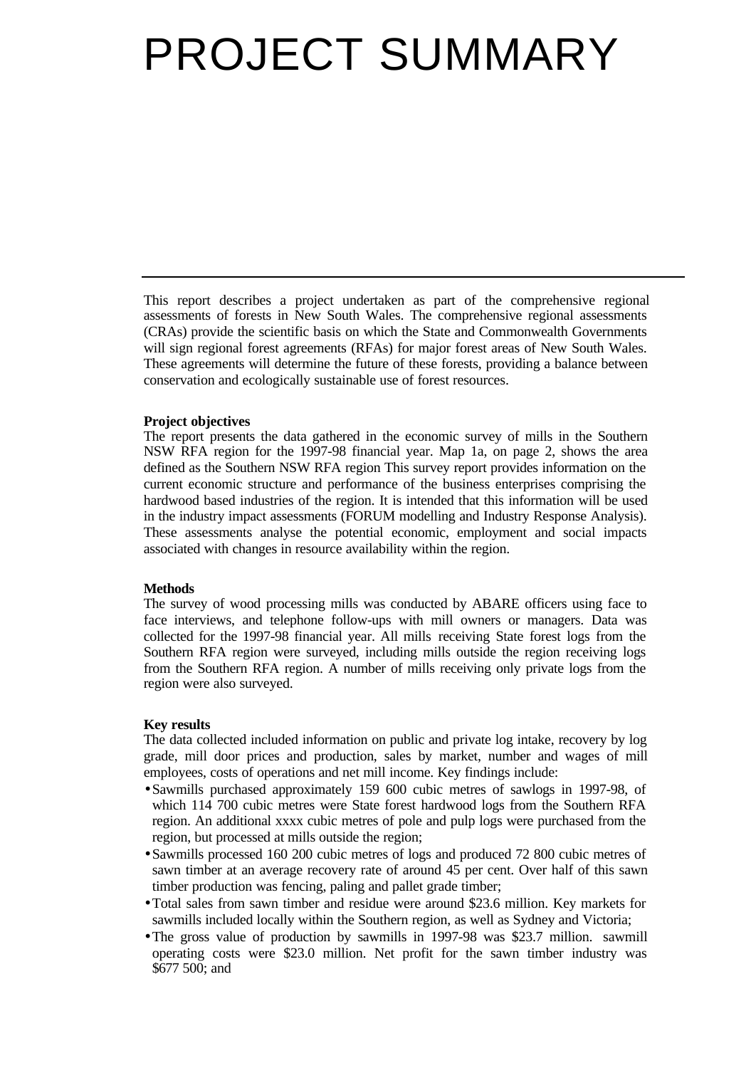# PROJECT SUMMARY

This report describes a project undertaken as part of the comprehensive regional assessments of forests in New South Wales. The comprehensive regional assessments (CRAs) provide the scientific basis on which the State and Commonwealth Governments will sign regional forest agreements (RFAs) for major forest areas of New South Wales. These agreements will determine the future of these forests, providing a balance between conservation and ecologically sustainable use of forest resources.

**Project objectives**

The report presents the data gathered in the economic survey of mills in the Southern NSW RFA region for the 1997-98 financial year. Map 1a, on page 2, shows the area defined as the Southern NSW RFA region This survey report provides information on the current economic structure and performance of the business enterprises comprising the hardwood based industries of the region. It is intended that this information will be used in the industry impact assessments (FORUM modelling and Industry Response Analysis). These assessments analyse the potential economic, employment and social impacts associated with changes in resource availability within the region.

**Methods**

The survey of wood processing mills was conducted by ABARE officers using face to face interviews, and telephone follow-ups with mill owners or managers. Data was collected for the 1997-98 financial year. All mills receiving State forest logs from the Southern RFA region were surveyed, including mills outside the region receiving logs from the Southern RFA region. A number of mills receiving only private logs from the region were also surveyed.

**Key results**

The data collected included information on public and private log intake, recovery by log grade, mill door prices and production, sales by market, number and wages of mill employees, costs of operations and net mill income. Key findings include:

- Sawmills purchased approximately 159 600 cubic metres of sawlogs in 1997-98, of which 114 700 cubic metres were State forest hardwood logs from the Southern RFA region. An additional xxxx cubic metres of pole and pulp logs were purchased from the region, but processed at mills outside the region;
- Sawmills processed 160 200 cubic metres of logs and produced 72 800 cubic metres of sawn timber at an average recovery rate of around 45 per cent. Over half of this sawn timber production was fencing, paling and pallet grade timber;
- Total sales from sawn timber and residue were around \$23.6 million. Key markets for sawmills included locally within the Southern region, as well as Sydney and Victoria;
- The gross value of production by sawmills in 1997-98 was \$23.7 million. sawmill operating costs were \$23.0 million. Net profit for the sawn timber industry was \$677 500; and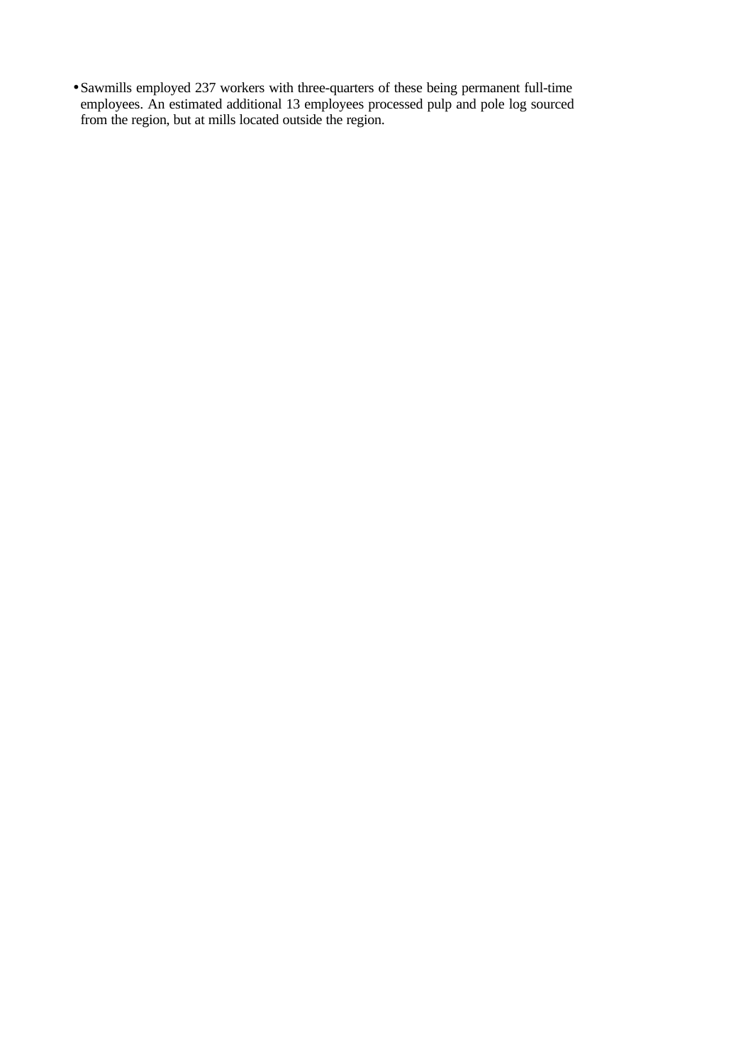- Sawmills employed 237 workers with three-quarters of these being permanent full-time employees. An estimated additional 13 employees processed pulp and pole log sourced from the region, but at mills located outside the region.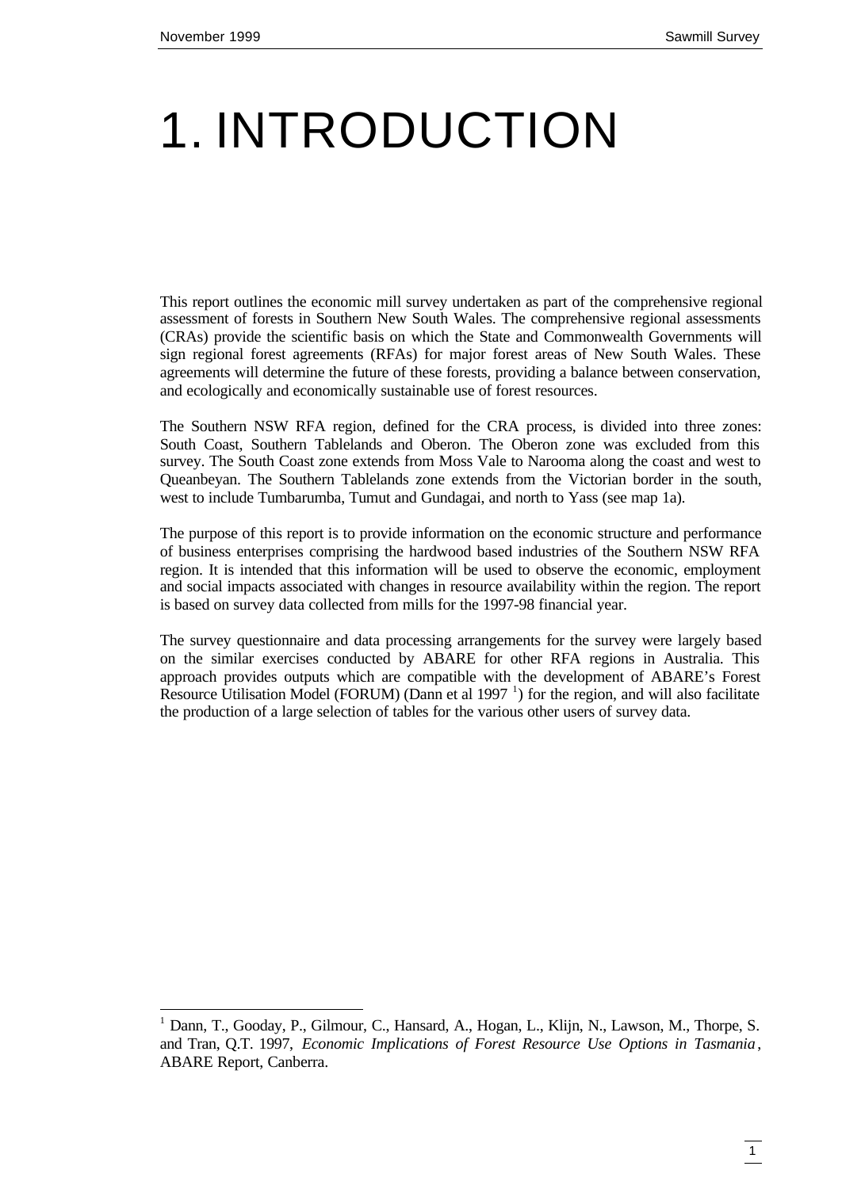# 1. INTRODUCTION

This report outlines the economic mill survey undertaken as part of the comprehensive regional assessment of forests in Southern New South Wales. The comprehensive regional assessments (CRAs) provide the scientific basis on which the State and Commonwealth Governments will sign regional forest agreements (RFAs) for major forest areas of New South Wales. These agreements will determine the future of these forests, providing a balance between conservation, and ecologically and economically sustainable use of forest resources.

The Southern NSW RFA region, defined for the CRA process, is divided into three zones: South Coast, Southern Tablelands and Oberon. The Oberon zone was excluded from this survey. The South Coast zone extends from Moss Vale to Narooma along the coast and west to Queanbeyan. The Southern Tablelands zone extends from the Victorian border in the south, west to include Tumbarumba, Tumut and Gundagai, and north to Yass (see map 1a).

The purpose of this report is to provide information on the economic structure and performance of business enterprises comprising the hardwood based industries of the Southern NSW RFA region. It is intended that this information will be used to observe the economic, employment and social impacts associated with changes in resource availability within the region. The report is based on survey data collected from mills for the 1997-98 financial year.

The survey questionnaire and data processing arrangements for the survey were largely based on the similar exercises conducted by ABARE for other RFA regions in Australia. This approach provides outputs which are compatible with the development of ABARE's Forest Resource Utilisation Model (FORUM) (Dann et al 1997 [1]) for the region, and will also facilitate the production of a large selection of tables for the various other users of survey data.

---

[1] Dann, T., Gooday, P., Gilmour, C., Hansard, A., Hogan, L., Klijn, N., Lawson, M., Thorpe, S. and Tran, Q.T. 1997, *Economic Implications of Forest Resource Use Options in Tasmania*, ABARE Report, Canberra.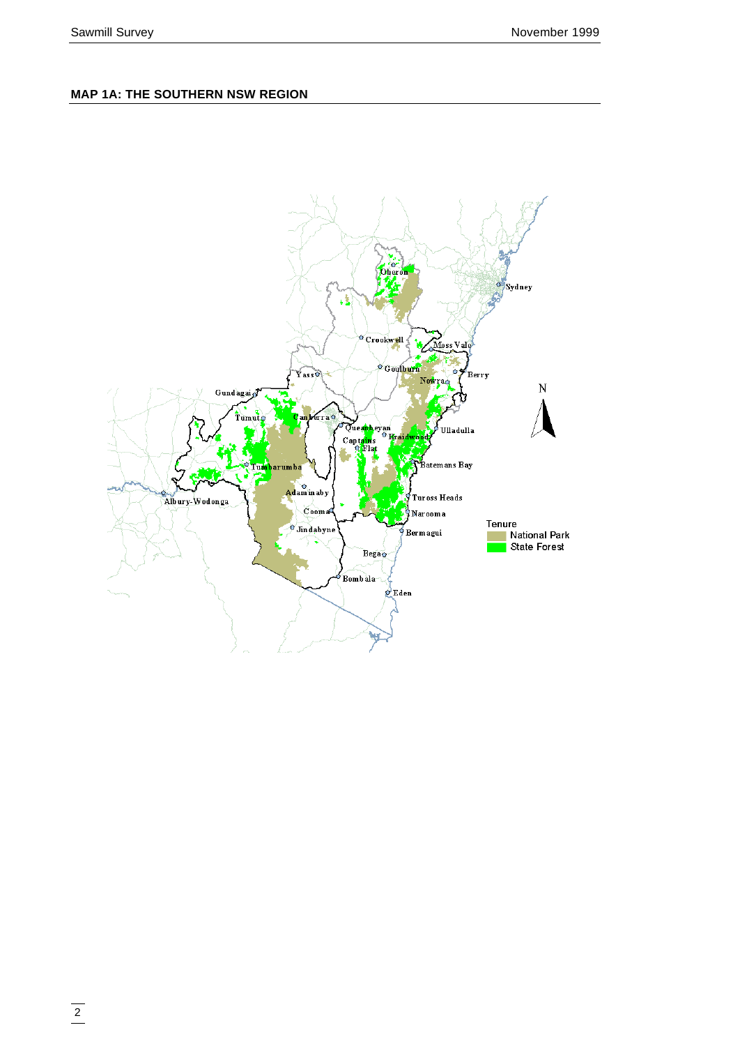## MAP 1A: THE SOUTHERN NSW REGION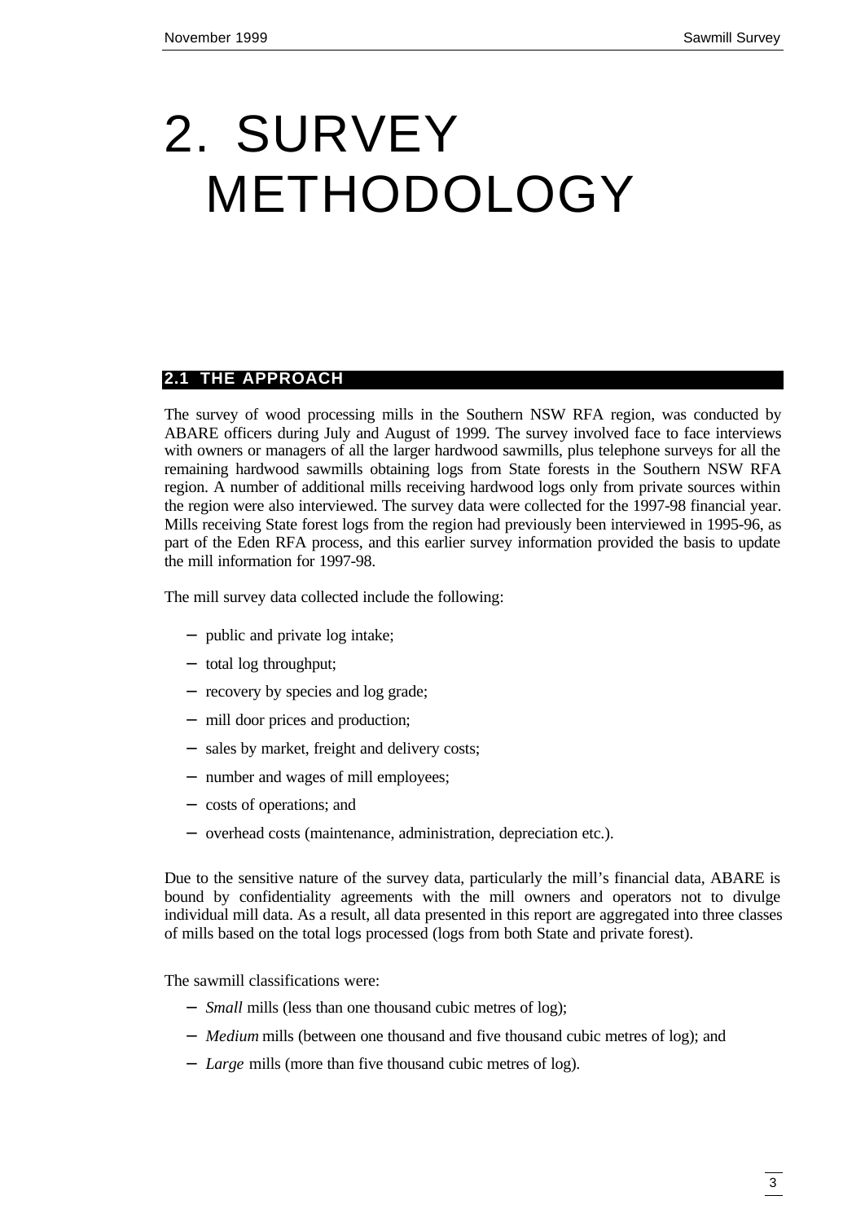# 2. SURVEY METHODOLOGY

## 2.1 THE APPROACH

The survey of wood processing mills in the Southern NSW RFA region, was conducted by ABARE officers during July and August of 1999. The survey involved face to face interviews with owners or managers of all the larger hardwood sawmills, plus telephone surveys for all the remaining hardwood sawmills obtaining logs from State forests in the Southern NSW RFA region. A number of additional mills receiving hardwood logs only from private sources within the region were also interviewed. The survey data were collected for the 1997-98 financial year. Mills receiving State forest logs from the region had previously been interviewed in 1995-96, as part of the Eden RFA process, and this earlier survey information provided the basis to update the mill information for 1997-98.

The mill survey data collected include the following:

- public and private log intake;
- total log throughput;
- recovery by species and log grade;
- mill door prices and production;
- sales by market, freight and delivery costs;
- number and wages of mill employees;
- costs of operations; and
- overhead costs (maintenance, administration, depreciation etc.).

Due to the sensitive nature of the survey data, particularly the mill's financial data, ABARE is bound by confidentiality agreements with the mill owners and operators not to divulge individual mill data. As a result, all data presented in this report are aggregated into three classes of mills based on the total logs processed (logs from both State and private forest).

The sawmill classifications were:

- *Small* mills (less than one thousand cubic metres of log);
- *Medium* mills (between one thousand and five thousand cubic metres of log); and
- *Large* mills (more than five thousand cubic metres of log).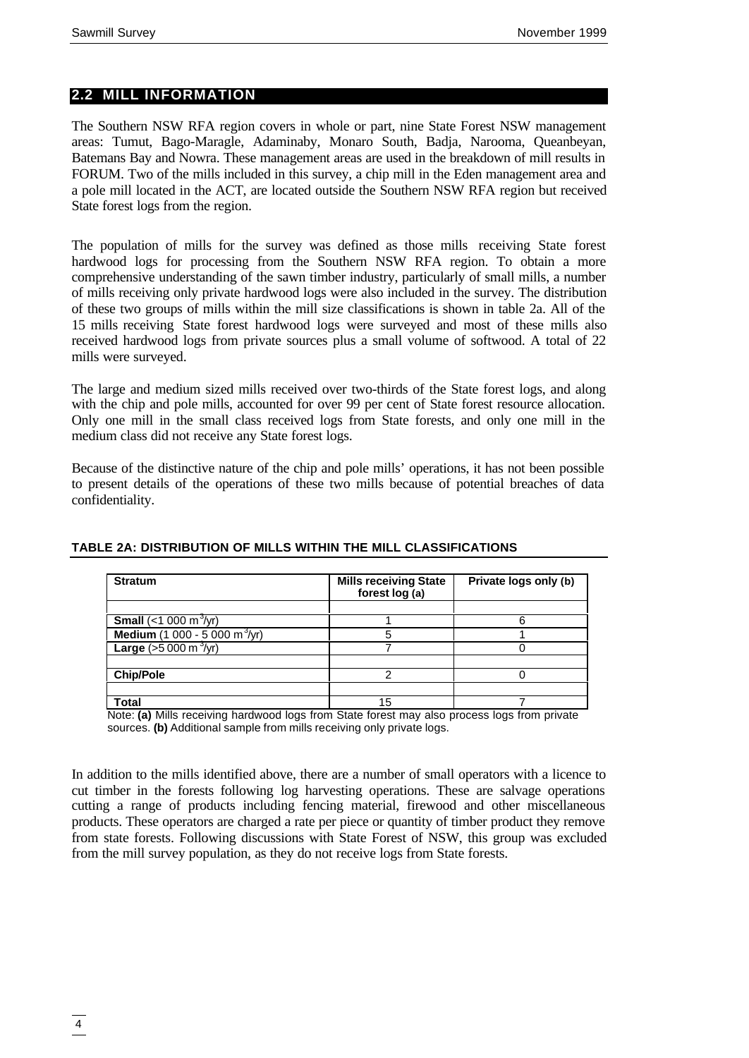## 2.2 MILL INFORMATION

The Southern NSW RFA region covers in whole or part, nine State Forest NSW management areas: Tumut, Bago-Maragle, Adaminaby, Monaro South, Badja, Narooma, Queanbeyan, Batemans Bay and Nowra. These management areas are used in the breakdown of mill results in FORUM. Two of the mills included in this survey, a chip mill in the Eden management area and a pole mill located in the ACT, are located outside the Southern NSW RFA region but received State forest logs from the region.

The population of mills for the survey was defined as those mills receiving State forest hardwood logs for processing from the Southern NSW RFA region. To obtain a more comprehensive understanding of the sawn timber industry, particularly of small mills, a number of mills receiving only private hardwood logs were also included in the survey. The distribution of these two groups of mills within the mill size classifications is shown in table 2a. All of the 15 mills receiving State forest hardwood logs were surveyed and most of these mills also received hardwood logs from private sources plus a small volume of softwood. A total of 22 mills were surveyed.

The large and medium sized mills received over two-thirds of the State forest logs, and along with the chip and pole mills, accounted for over 99 per cent of State forest resource allocation. Only one mill in the small class received logs from State forests, and only one mill in the medium class did not receive any State forest logs.

Because of the distinctive nature of the chip and pole mills' operations, it has not been possible to present details of the operations of these two mills because of potential breaches of data confidentiality.

**TABLE 2A: DISTRIBUTION OF MILLS WITHIN THE MILL CLASSIFICATIONS**

| Stratum | Mills receiving State forest log (a) | Private logs only (b) |
|---|---|---|
| **Small** (<1 000 $m^3$/yr) | 1 | 6 |
| **Medium** (1 000 - 5 000 $m^3$/yr) | 5 | 1 |
| **Large** (>5 000 $m^3$/yr) | 7 | 0 |
| **Chip/Pole** | 2 | 0 |
| **Total** | 15 | 7 |

Note: **(a)** Mills receiving hardwood logs from State forest may also process logs from private sources. **(b)** Additional sample from mills receiving only private logs.

In addition to the mills identified above, there are a number of small operators with a licence to cut timber in the forests following log harvesting operations. These are salvage operations cutting a range of products including fencing material, firewood and other miscellaneous products. These operators are charged a rate per piece or quantity of timber product they remove from state forests. Following discussions with State Forest of NSW, this group was excluded from the mill survey population, as they do not receive logs from State forests.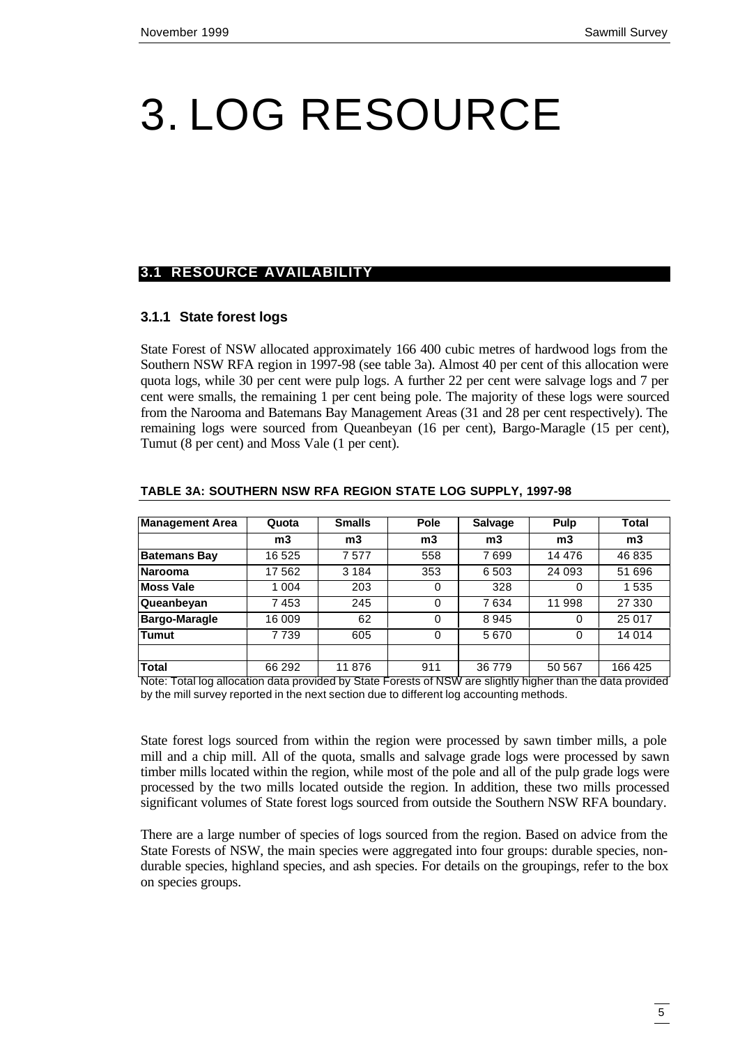# 3. LOG RESOURCE

## 3.1 RESOURCE AVAILABILITY

### 3.1.1 State forest logs

State Forest of NSW allocated approximately 166 400 cubic metres of hardwood logs from the Southern NSW RFA region in 1997-98 (see table 3a). Almost 40 per cent of this allocation were quota logs, while 30 per cent were pulp logs. A further 22 per cent were salvage logs and 7 per cent were smalls, the remaining 1 per cent being pole. The majority of these logs were sourced from the Narooma and Batemans Bay Management Areas (31 and 28 per cent respectively). The remaining logs were sourced from Queanbeyan (16 per cent), Bargo-Maragle (15 per cent), Tumut (8 per cent) and Moss Vale (1 per cent).

**TABLE 3A: SOUTHERN NSW RFA REGION STATE LOG SUPPLY, 1997-98**

| Management Area | Quota | Smalls | Pole | Salvage | Pulp | Total |
|---|---|---|---|---|---|---|
| | m3 | m3 | m3 | m3 | m3 | m3 |
| **Batemans Bay** | 16 525 | 7 577 | 558 | 7 699 | 14 476 | 46 835 |
| **Narooma** | 17 562 | 3 184 | 353 | 6 503 | 24 093 | 51 696 |
| **Moss Vale** | 1 004 | 203 | 0 | 328 | 0 | 1 535 |
| **Queanbeyan** | 7 453 | 245 | 0 | 7 634 | 11 998 | 27 330 |
| **Bargo-Maragle** | 16 009 | 62 | 0 | 8 945 | 0 | 25 017 |
| **Tumut** | 7 739 | 605 | 0 | 5 670 | 0 | 14 014 |
| | | | | | | |
| **Total** | 66 292 | 11 876 | 911 | 36 779 | 50 567 | 166 425 |

Note: Total log allocation data provided by State Forests of NSW are slightly higher than the data provided by the mill survey reported in the next section due to different log accounting methods.

State forest logs sourced from within the region were processed by sawn timber mills, a pole mill and a chip mill. All of the quota, smalls and salvage grade logs were processed by sawn timber mills located within the region, while most of the pole and all of the pulp grade logs were processed by the two mills located outside the region. In addition, these two mills processed significant volumes of State forest logs sourced from outside the Southern NSW RFA boundary.

There are a large number of species of logs sourced from the region. Based on advice from the State Forests of NSW, the main species were aggregated into four groups: durable species, non-durable species, highland species, and ash species. For details on the groupings, refer to the box on species groups.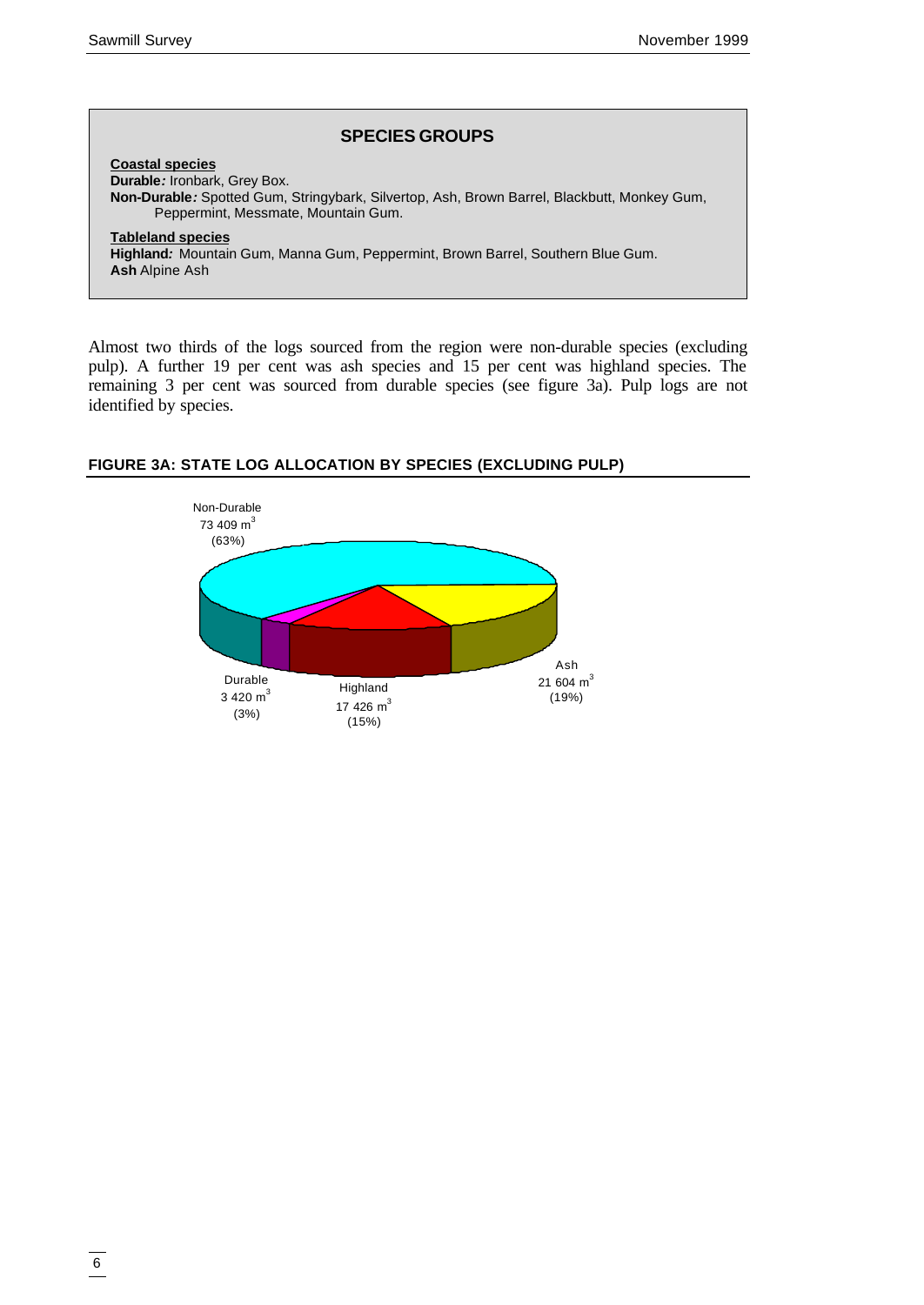## SPECIES GROUPS

**Coastal species**

**Durable:** Ironbark, Grey Box.

**Non-Durable:** Spotted Gum, Stringybark, Silvertop, Ash, Brown Barrel, Blackbutt, Monkey Gum, Peppermint, Messmate, Mountain Gum.

**Tableland species**

**Highland:** Mountain Gum, Manna Gum, Peppermint, Brown Barrel, Southern Blue Gum.

**Ash** Alpine Ash

Almost two thirds of the logs sourced from the region were non-durable species (excluding pulp). A further 19 per cent was ash species and 15 per cent was highland species. The remaining 3 per cent was sourced from durable species (see figure 3a). Pulp logs are not identified by species.

**FIGURE 3A: STATE LOG ALLOCATION BY SPECIES (EXCLUDING PULP)**

Non-Durable 73 409 $m^3$ (63%)

Durable 3 420 $m^3$ (3%)

Highland 17 426 $m^3$ (15%)

Ash 21 604 $m^3$ (19%)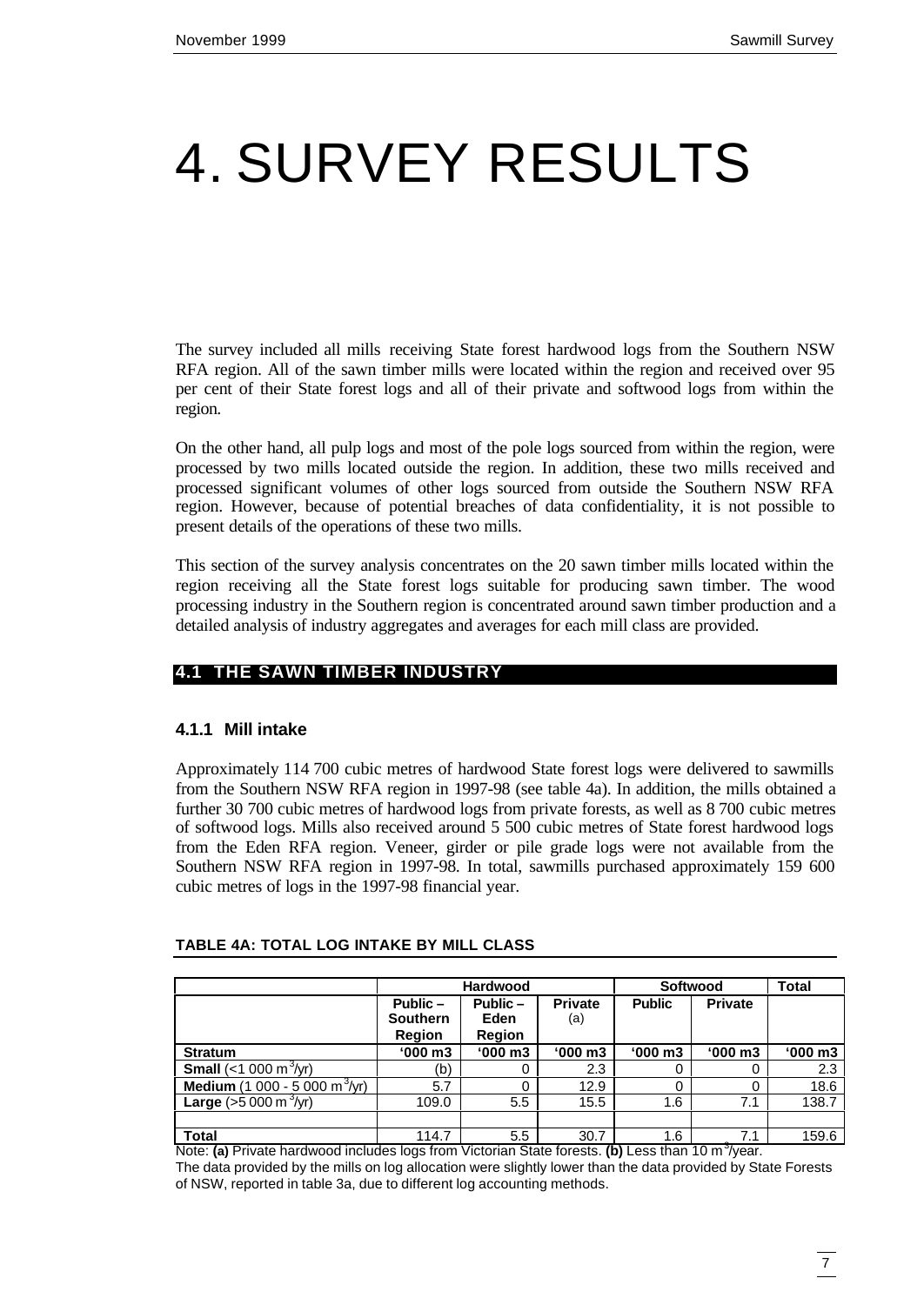# 4. SURVEY RESULTS

The survey included all mills receiving State forest hardwood logs from the Southern NSW RFA region. All of the sawn timber mills were located within the region and received over 95 per cent of their State forest logs and all of their private and softwood logs from within the region.

On the other hand, all pulp logs and most of the pole logs sourced from within the region, were processed by two mills located outside the region. In addition, these two mills received and processed significant volumes of other logs sourced from outside the Southern NSW RFA region. However, because of potential breaches of data confidentiality, it is not possible to present details of the operations of these two mills.

This section of the survey analysis concentrates on the 20 sawn timber mills located within the region receiving all the State forest logs suitable for producing sawn timber. The wood processing industry in the Southern region is concentrated around sawn timber production and a detailed analysis of industry aggregates and averages for each mill class are provided.

## 4.1 THE SAWN TIMBER INDUSTRY

### 4.1.1 Mill intake

Approximately 114 700 cubic metres of hardwood State forest logs were delivered to sawmills from the Southern NSW RFA region in 1997-98 (see table 4a). In addition, the mills obtained a further 30 700 cubic metres of hardwood logs from private forests, as well as 8 700 cubic metres of softwood logs. Mills also received around 5 500 cubic metres of State forest hardwood logs from the Eden RFA region. Veneer, girder or pile grade logs were not available from the Southern NSW RFA region in 1997-98. In total, sawmills purchased approximately 159 600 cubic metres of logs in the 1997-98 financial year.

**TABLE 4A: TOTAL LOG INTAKE BY MILL CLASS**

| | Hardwood | | | Softwood | | Total |
|---|---|---|---|---|---|---|
| | Public – Southern Region | Public – Eden Region | Private (a) | Public | Private | |
| **Stratum** | '000 m3 | '000 m3 | '000 m3 | '000 m3 | '000 m3 | '000 m3 |
| **Small** (<1 000 $m^3$/yr) | (b) | 0 | 2.3 | 0 | 0 | 2.3 |
| **Medium** (1 000 - 5 000 $m^3$/yr) | 5.7 | 0 | 12.9 | 0 | 0 | 18.6 |
| **Large** (>5 000 $m^3$/yr) | 109.0 | 5.5 | 15.5 | 1.6 | 7.1 | 138.7 |
| | | | | | | |
| **Total** | 114.7 | 5.5 | 30.7 | 1.6 | 7.1 | 159.6 |

Note: **(a)** Private hardwood includes logs from Victorian State forests. **(b)** Less than 10 $m^3$/year.

The data provided by the mills on log allocation were slightly lower than the data provided by State Forests of NSW, reported in table 3a, due to different log accounting methods.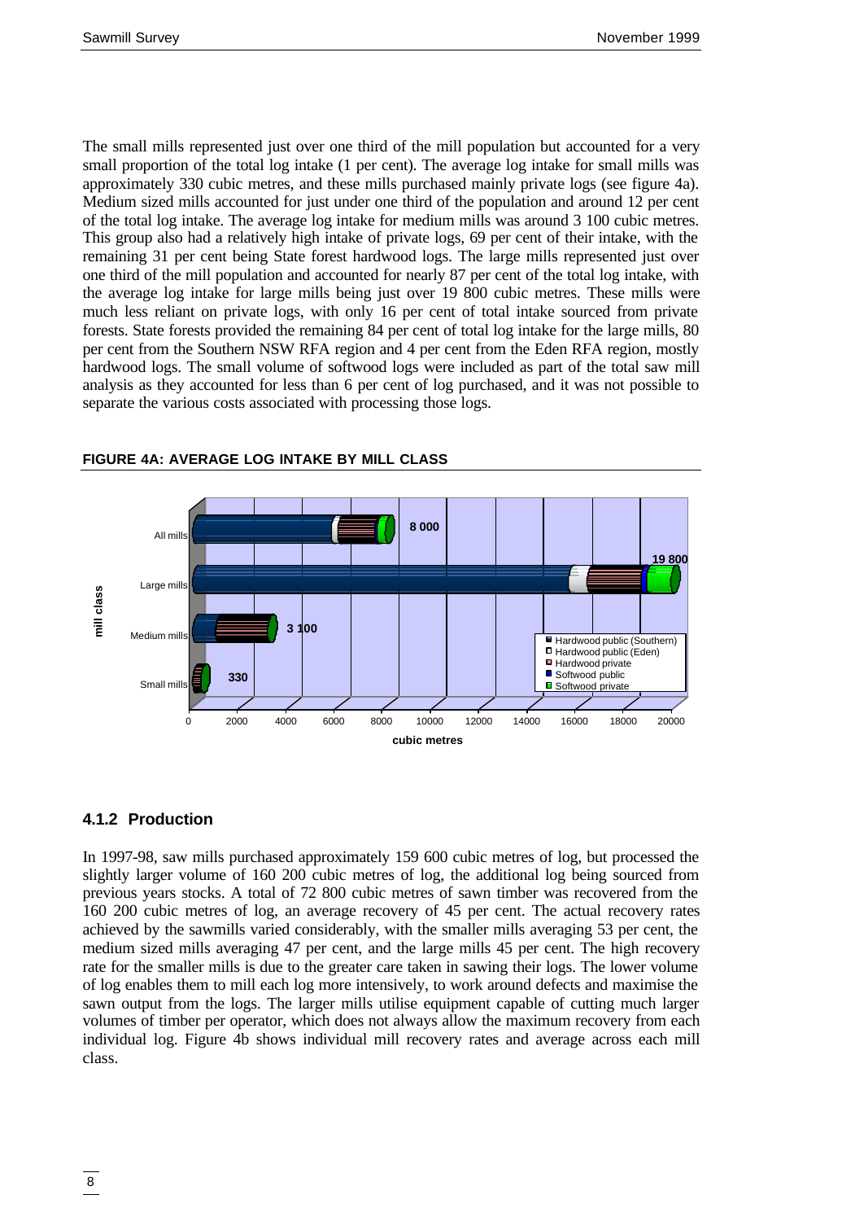The small mills represented just over one third of the mill population but accounted for a very small proportion of the total log intake (1 per cent). The average log intake for small mills was approximately 330 cubic metres, and these mills purchased mainly private logs (see figure 4a). Medium sized mills accounted for just under one third of the population and around 12 per cent of the total log intake. The average log intake for medium mills was around 3 100 cubic metres. This group also had a relatively high intake of private logs, 69 per cent of their intake, with the remaining 31 per cent being State forest hardwood logs. The large mills represented just over one third of the mill population and accounted for nearly 87 per cent of the total log intake, with the average log intake for large mills being just over 19 800 cubic metres. These mills were much less reliant on private logs, with only 16 per cent of total intake sourced from private forests. State forests provided the remaining 84 per cent of total log intake for the large mills, 80 per cent from the Southern NSW RFA region and 4 per cent from the Eden RFA region, mostly hardwood logs. The small volume of softwood logs were included as part of the total saw mill analysis as they accounted for less than 6 per cent of log purchased, and it was not possible to separate the various costs associated with processing those logs.

**FIGURE 4A: AVERAGE LOG INTAKE BY MILL CLASS**

| mill class | Average log intake (cubic metres) |
|---|---|
| All mills | 8 000 |
| Large mills | 19 800 |
| Medium mills | 3 100 |
| Small mills | 330 |

Legend: Hardwood public (Southern); Hardwood public (Eden); Hardwood private; Softwood public; Softwood private

### 4.1.2 Production

In 1997-98, saw mills purchased approximately 159 600 cubic metres of log, but processed the slightly larger volume of 160 200 cubic metres of log, the additional log being sourced from previous years stocks. A total of 72 800 cubic metres of sawn timber was recovered from the 160 200 cubic metres of log, an average recovery of 45 per cent. The actual recovery rates achieved by the sawmills varied considerably, with the smaller mills averaging 53 per cent, the medium sized mills averaging 47 per cent, and the large mills 45 per cent. The high recovery rate for the smaller mills is due to the greater care taken in sawing their logs. The lower volume of log enables them to mill each log more intensively, to work around defects and maximise the sawn output from the logs. The larger mills utilise equipment capable of cutting much larger volumes of timber per operator, which does not always allow the maximum recovery from each individual log. Figure 4b shows individual mill recovery rates and average across each mill class.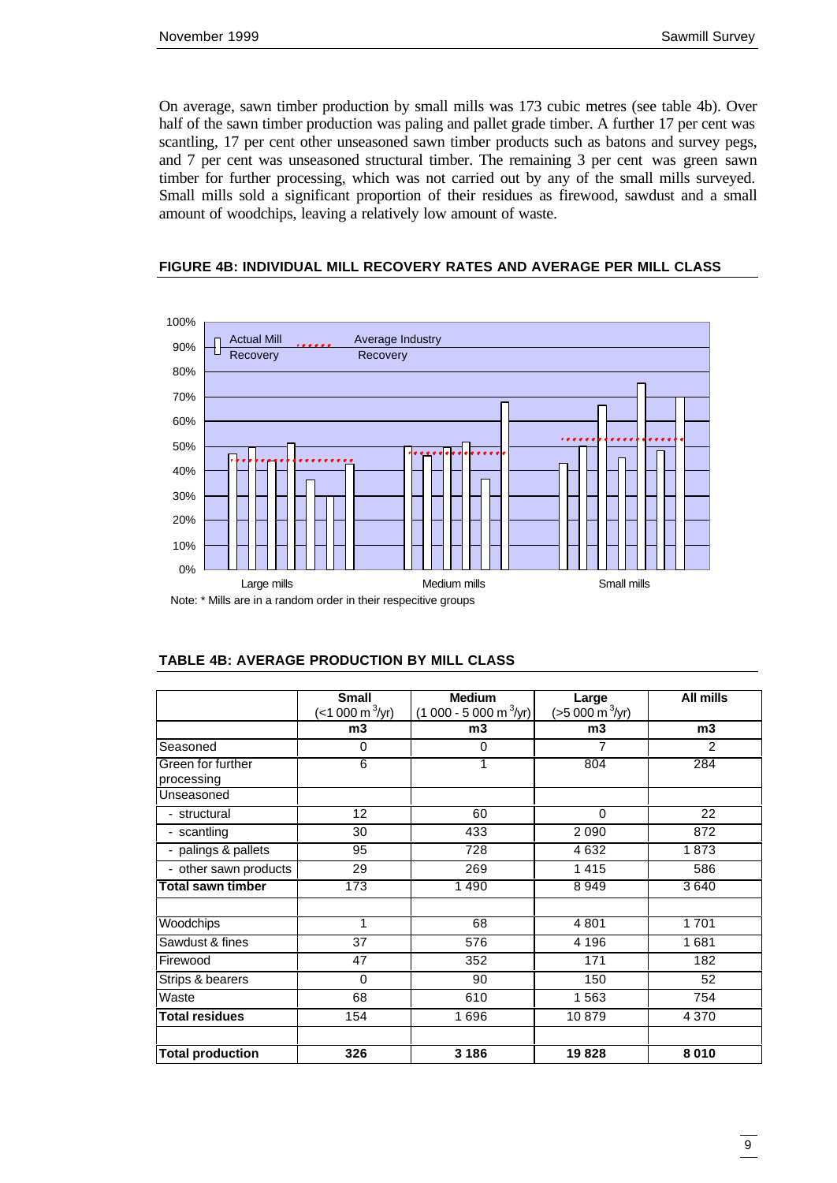On average, sawn timber production by small mills was 173 cubic metres (see table 4b). Over half of the sawn timber production was paling and pallet grade timber. A further 17 per cent was scantling, 17 per cent other unseasoned sawn timber products such as batons and survey pegs, and 7 per cent was unseasoned structural timber. The remaining 3 per cent was green sawn timber for further processing, which was not carried out by any of the small mills surveyed. Small mills sold a significant proportion of their residues as firewood, sawdust and a small amount of woodchips, leaving a relatively low amount of waste.

**FIGURE 4B: INDIVIDUAL MILL RECOVERY RATES AND AVERAGE PER MILL CLASS**

Note: * Mills are in a random order in their respective groups

**TABLE 4B: AVERAGE PRODUCTION BY MILL CLASS**

| | Small (<1 000 m$^3$/yr) | Medium (1 000 - 5 000 m$^3$/yr) | Large (>5 000 m$^3$/yr) | All mills |
|---|---|---|---|---|
| | m3 | m3 | m3 | m3 |
| Seasoned | 0 | 0 | 7 | 2 |
| Green for further processing | 6 | 1 | 804 | 284 |
| Unseasoned | | | | |
| - structural | 12 | 60 | 0 | 22 |
| - scantling | 30 | 433 | 2 090 | 872 |
| - palings & pallets | 95 | 728 | 4 632 | 1 873 |
| - other sawn products | 29 | 269 | 1 415 | 586 |
| **Total sawn timber** | 173 | 1 490 | 8 949 | 3 640 |
| | | | | |
| Woodchips | 1 | 68 | 4 801 | 1 701 |
| Sawdust & fines | 37 | 576 | 4 196 | 1 681 |
| Firewood | 47 | 352 | 171 | 182 |
| Strips & bearers | 0 | 90 | 150 | 52 |
| Waste | 68 | 610 | 1 563 | 754 |
| **Total residues** | 154 | 1 696 | 10 879 | 4 370 |
| | | | | |
| **Total production** | **326** | **3 186** | **19 828** | **8 010** |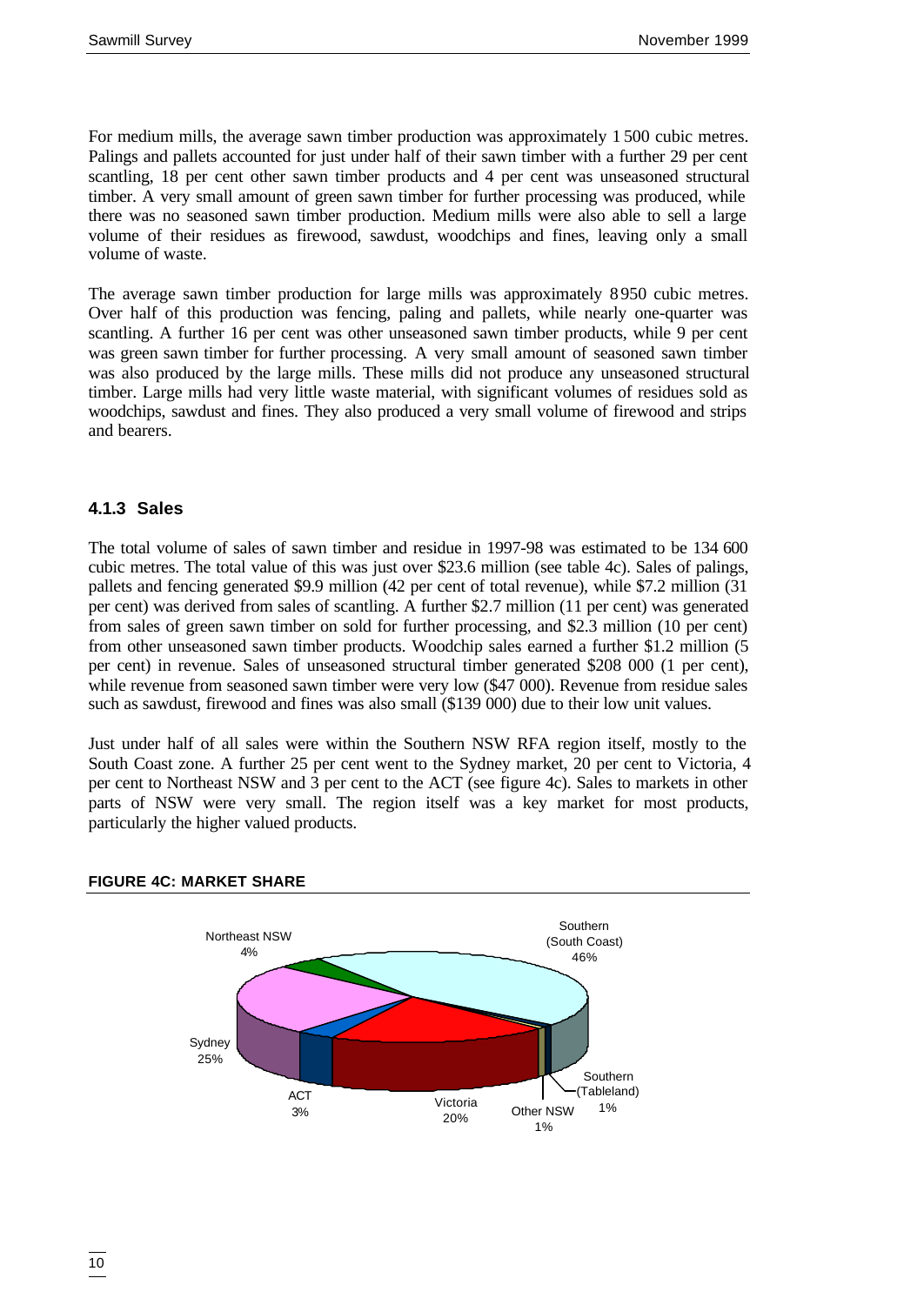For medium mills, the average sawn timber production was approximately 1 500 cubic metres. Palings and pallets accounted for just under half of their sawn timber with a further 29 per cent scantling, 18 per cent other sawn timber products and 4 per cent was unseasoned structural timber. A very small amount of green sawn timber for further processing was produced, while there was no seasoned sawn timber production. Medium mills were also able to sell a large volume of their residues as firewood, sawdust, woodchips and fines, leaving only a small volume of waste.

The average sawn timber production for large mills was approximately 8 950 cubic metres. Over half of this production was fencing, paling and pallets, while nearly one-quarter was scantling. A further 16 per cent was other unseasoned sawn timber products, while 9 per cent was green sawn timber for further processing. A very small amount of seasoned sawn timber was also produced by the large mills. These mills did not produce any unseasoned structural timber. Large mills had very little waste material, with significant volumes of residues sold as woodchips, sawdust and fines. They also produced a very small volume of firewood and strips and bearers.

### 4.1.3 Sales

The total volume of sales of sawn timber and residue in 1997-98 was estimated to be 134 600 cubic metres. The total value of this was just over $23.6 million (see table 4c). Sales of palings, pallets and fencing generated $9.9 million (42 per cent of total revenue), while $7.2 million (31 per cent) was derived from sales of scantling. A further $2.7 million (11 per cent) was generated from sales of green sawn timber on sold for further processing, and $2.3 million (10 per cent) from other unseasoned sawn timber products. Woodchip sales earned a further $1.2 million (5 per cent) in revenue. Sales of unseasoned structural timber generated $208 000 (1 per cent), while revenue from seasoned sawn timber were very low ($47 000). Revenue from residue sales such as sawdust, firewood and fines was also small ($139 000) due to their low unit values.

Just under half of all sales were within the Southern NSW RFA region itself, mostly to the South Coast zone. A further 25 per cent went to the Sydney market, 20 per cent to Victoria, 4 per cent to Northeast NSW and 3 per cent to the ACT (see figure 4c). Sales to markets in other parts of NSW were very small. The region itself was a key market for most products, particularly the higher valued products.

**FIGURE 4C: MARKET SHARE**

Southern (South Coast) 46%
Northeast NSW 4%
Sydney 25%
ACT 3%
Victoria 20%
Other NSW 1%
Southern (Tableland) 1%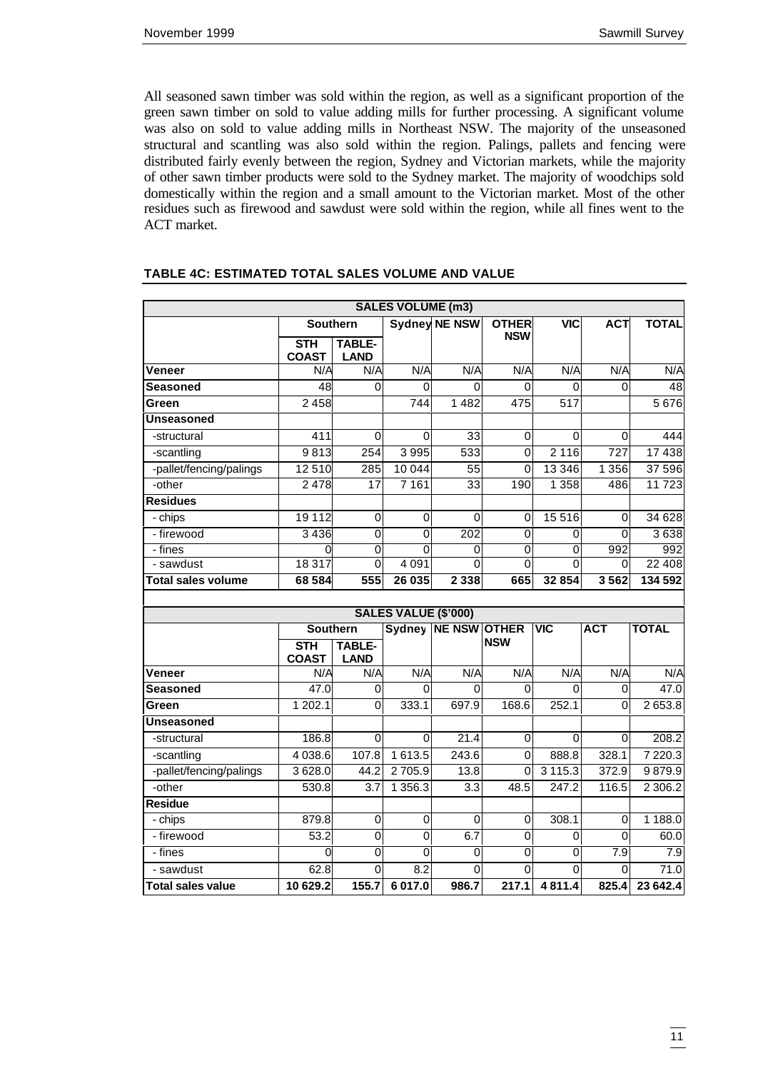All seasoned sawn timber was sold within the region, as well as a significant proportion of the green sawn timber on sold to value adding mills for further processing. A significant volume was also on sold to value adding mills in Northeast NSW. The majority of the unseasoned structural and scantling was also sold within the region. Palings, pallets and fencing were distributed fairly evenly between the region, Sydney and Victorian markets, while the majority of other sawn timber products were sold to the Sydney market. The majority of woodchips sold domestically within the region and a small amount to the Victorian market. Most of the other residues such as firewood and sawdust were sold within the region, while all fines went to the ACT market.

**TABLE 4C: ESTIMATED TOTAL SALES VOLUME AND VALUE**

| SALES VOLUME (m3) | | | | | | | | |
|---|---|---|---|---|---|---|---|---|
| | Southern | | Sydney | NE NSW | OTHER NSW | VIC | ACT | TOTAL |
| | STH COAST | TABLE-LAND | | | | | | |
| **Veneer** | N/A | N/A | N/A | N/A | N/A | N/A | N/A | N/A |
| **Seasoned** | 48 | 0 | 0 | 0 | 0 | 0 | 0 | 48 |
| **Green** | 2 458 | | 744 | 1 482 | 475 | 517 | | 5 676 |
| **Unseasoned** | | | | | | | | |
| -structural | 411 | 0 | 0 | 33 | 0 | 0 | 0 | 444 |
| -scantling | 9 813 | 254 | 3 995 | 533 | 0 | 2 116 | 727 | 17 438 |
| -pallet/fencing/palings | 12 510 | 285 | 10 044 | 55 | 0 | 13 346 | 1 356 | 37 596 |
| -other | 2 478 | 17 | 7 161 | 33 | 190 | 1 358 | 486 | 11 723 |
| **Residues** | | | | | | | | |
| - chips | 19 112 | 0 | 0 | 0 | 0 | 15 516 | 0 | 34 628 |
| - firewood | 3 436 | 0 | 0 | 202 | 0 | 0 | 0 | 3 638 |
| - fines | 0 | 0 | 0 | 0 | 0 | 0 | 992 | 992 |
| - sawdust | 18 317 | 0 | 4 091 | 0 | 0 | 0 | 0 | 22 408 |
| **Total sales volume** | **68 584** | **555** | **26 035** | **2 338** | **665** | **32 854** | **3 562** | **134 592** |

| SALES VALUE ($'000) | | | | | | | | |
|---|---|---|---|---|---|---|---|---|
| | Southern | | Sydney | NE NSW | OTHER NSW | VIC | ACT | TOTAL |
| | STH COAST | TABLE-LAND | | | | | | |
| **Veneer** | N/A | N/A | N/A | N/A | N/A | N/A | N/A | N/A |
| **Seasoned** | 47.0 | 0 | 0 | 0 | 0 | 0 | 0 | 47.0 |
| **Green** | 1 202.1 | 0 | 333.1 | 697.9 | 168.6 | 252.1 | 0 | 2 653.8 |
| **Unseasoned** | | | | | | | | |
| -structural | 186.8 | 0 | 0 | 21.4 | 0 | 0 | 0 | 208.2 |
| -scantling | 4 038.6 | 107.8 | 1 613.5 | 243.6 | 0 | 888.8 | 328.1 | 7 220.3 |
| -pallet/fencing/palings | 3 628.0 | 44.2 | 2 705.9 | 13.8 | 0 | 3 115.3 | 372.9 | 9 879.9 |
| -other | 530.8 | 3.7 | 1 356.3 | 3.3 | 48.5 | 247.2 | 116.5 | 2 306.2 |
| **Residue** | | | | | | | | |
| - chips | 879.8 | 0 | 0 | 0 | 0 | 308.1 | 0 | 1 188.0 |
| - firewood | 53.2 | 0 | 0 | 6.7 | 0 | 0 | 0 | 60.0 |
| - fines | 0 | 0 | 0 | 0 | 0 | 0 | 7.9 | 7.9 |
| - sawdust | 62.8 | 0 | 8.2 | 0 | 0 | 0 | 0 | 71.0 |
| **Total sales value** | **10 629.2** | **155.7** | **6 017.0** | **986.7** | **217.1** | **4 811.4** | **825.4** | **23 642.4** |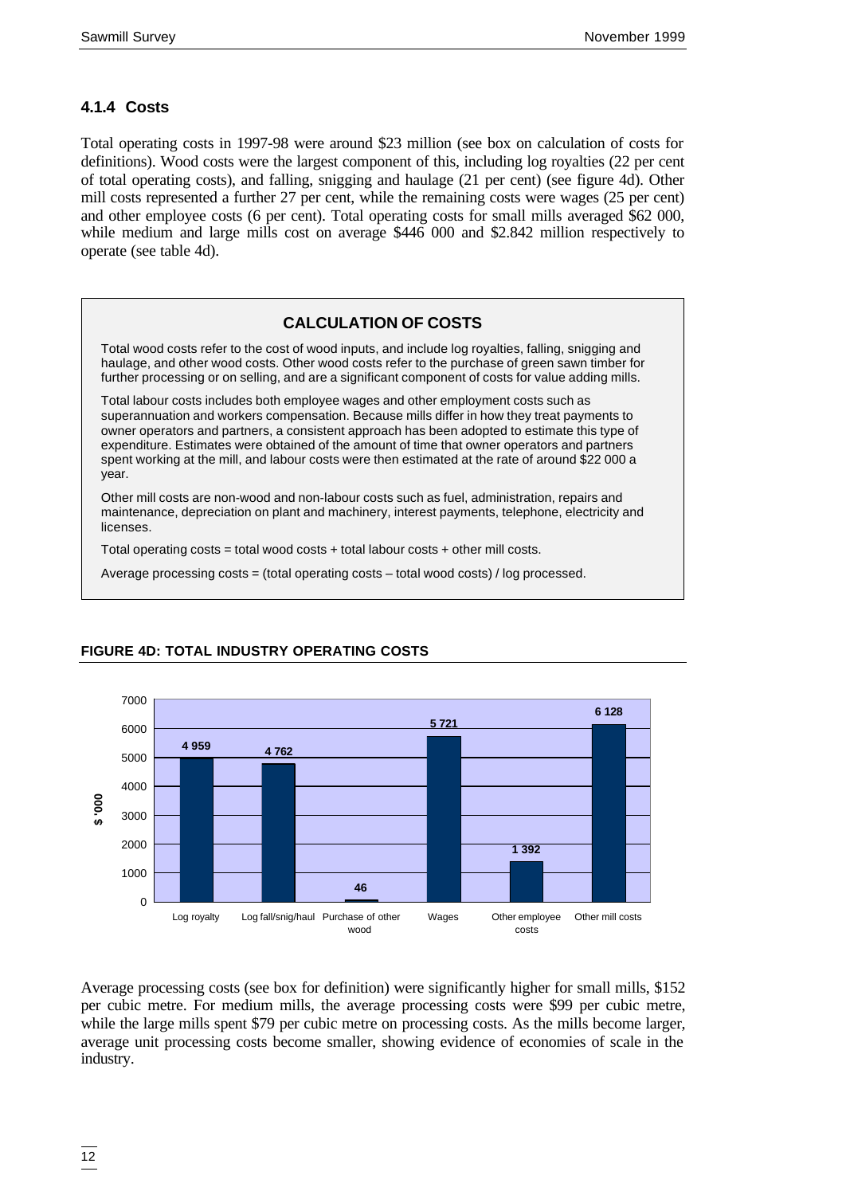### 4.1.4 Costs

Total operating costs in 1997-98 were around $23 million (see box on calculation of costs for definitions). Wood costs were the largest component of this, including log royalties (22 per cent of total operating costs), and falling, snigging and haulage (21 per cent) (see figure 4d). Other mill costs represented a further 27 per cent, while the remaining costs were wages (25 per cent) and other employee costs (6 per cent). Total operating costs for small mills averaged $62 000, while medium and large mills cost on average $446 000 and $2.842 million respectively to operate (see table 4d).

> **CALCULATION OF COSTS**
>
> Total wood costs refer to the cost of wood inputs, and include log royalties, falling, snigging and haulage, and other wood costs. Other wood costs refer to the purchase of green sawn timber for further processing or on selling, and are a significant component of costs for value adding mills.
>
> Total labour costs includes both employee wages and other employment costs such as superannuation and workers compensation. Because mills differ in how they treat payments to owner operators and partners, a consistent approach has been adopted to estimate this type of expenditure. Estimates were obtained of the amount of time that owner operators and partners spent working at the mill, and labour costs were then estimated at the rate of around $22 000 a year.
>
> Other mill costs are non-wood and non-labour costs such as fuel, administration, repairs and maintenance, depreciation on plant and machinery, interest payments, telephone, electricity and licenses.
>
> Total operating costs = total wood costs + total labour costs + other mill costs.
>
> Average processing costs = (total operating costs – total wood costs) / log processed.

**FIGURE 4D: TOTAL INDUSTRY OPERATING COSTS**

| Cost category | $ '000 |
|---|---|
| Log royalty | 4 959 |
| Log fall/snig/haul | 4 762 |
| Purchase of other wood | 46 |
| Wages | 5 721 |
| Other employee costs | 1 392 |
| Other mill costs | 6 128 |

Average processing costs (see box for definition) were significantly higher for small mills, $152 per cubic metre. For medium mills, the average processing costs were $99 per cubic metre, while the large mills spent $79 per cubic metre on processing costs. As the mills become larger, average unit processing costs become smaller, showing evidence of economies of scale in the industry.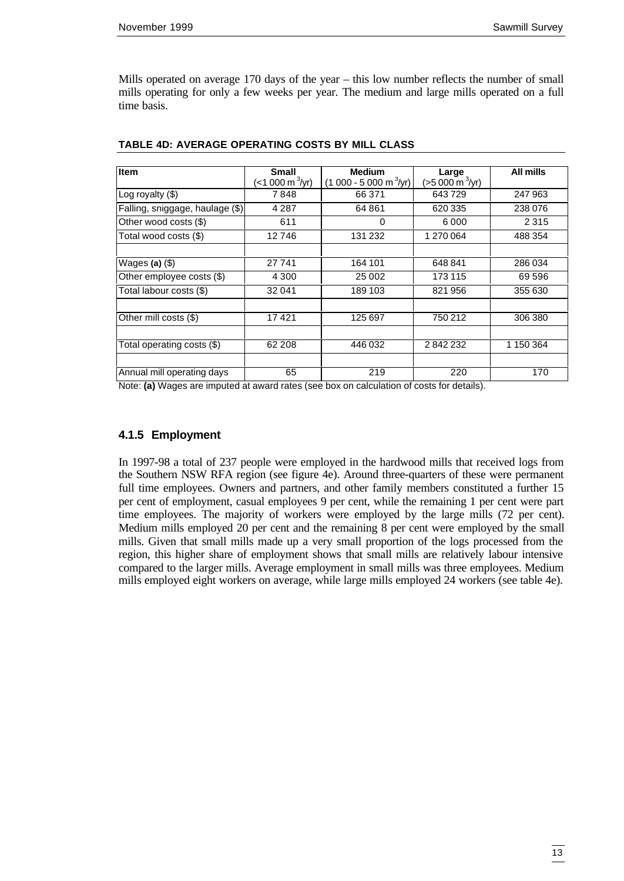Mills operated on average 170 days of the year – this low number reflects the number of small mills operating for only a few weeks per year. The medium and large mills operated on a full time basis.

**TABLE 4D: AVERAGE OPERATING COSTS BY MILL CLASS**

| Item | Small (<1 000 m$^3$/yr) | Medium (1 000 - 5 000 m$^3$/yr) | Large (>5 000 m$^3$/yr) | All mills |
|---|---|---|---|---|
| Log royalty ($) | 7 848 | 66 371 | 643 729 | 247 963 |
| Falling, sniggage, haulage ($) | 4 287 | 64 861 | 620 335 | 238 076 |
| Other wood costs ($) | 611 | 0 | 6 000 | 2 315 |
| Total wood costs ($) | 12 746 | 131 232 | 1 270 064 | 488 354 |
| | | | | |
| Wages **(a)** ($) | 27 741 | 164 101 | 648 841 | 286 034 |
| Other employee costs ($) | 4 300 | 25 002 | 173 115 | 69 596 |
| Total labour costs ($) | 32 041 | 189 103 | 821 956 | 355 630 |
| | | | | |
| Other mill costs ($) | 17 421 | 125 697 | 750 212 | 306 380 |
| | | | | |
| Total operating costs ($) | 62 208 | 446 032 | 2 842 232 | 1 150 364 |
| | | | | |
| Annual mill operating days | 65 | 219 | 220 | 170 |

Note: **(a)** Wages are imputed at award rates (see box on calculation of costs for details).

### 4.1.5 Employment

In 1997-98 a total of 237 people were employed in the hardwood mills that received logs from the Southern NSW RFA region (see figure 4e). Around three-quarters of these were permanent full time employees. Owners and partners, and other family members constituted a further 15 per cent of employment, casual employees 9 per cent, while the remaining 1 per cent were part time employees. The majority of workers were employed by the large mills (72 per cent). Medium mills employed 20 per cent and the remaining 8 per cent were employed by the small mills. Given that small mills made up a very small proportion of the logs processed from the region, this higher share of employment shows that small mills are relatively labour intensive compared to the larger mills. Average employment in small mills was three employees. Medium mills employed eight workers on average, while large mills employed 24 workers (see table 4e).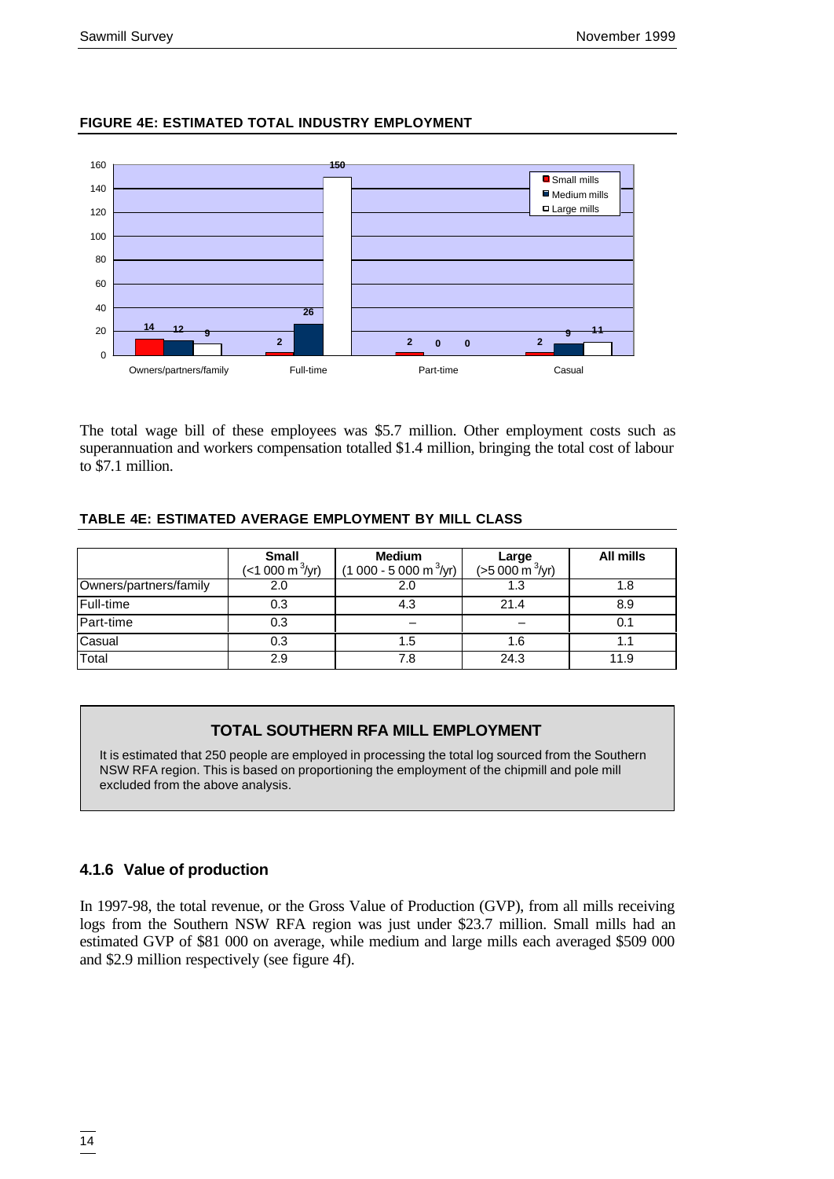**FIGURE 4E: ESTIMATED TOTAL INDUSTRY EMPLOYMENT**

| | Small mills | Medium mills | Large mills |
|---|---|---|---|
| Owners/partners/family | 14 | 12 | 9 |
| Full-time | 2 | 26 | 150 |
| Part-time | 2 | 0 | 0 |
| Casual | 2 | 9 | 11 |

The total wage bill of these employees was $5.7 million. Other employment costs such as superannuation and workers compensation totalled $1.4 million, bringing the total cost of labour to $7.1 million.

**TABLE 4E: ESTIMATED AVERAGE EMPLOYMENT BY MILL CLASS**

| | Small (<1 000 m$^3$/yr) | Medium (1 000 - 5 000 m$^3$/yr) | Large (>5 000 m$^3$/yr) | All mills |
|---|---|---|---|---|
| Owners/partners/family | 2.0 | 2.0 | 1.3 | 1.8 |
| Full-time | 0.3 | 4.3 | 21.4 | 8.9 |
| Part-time | 0.3 | – | – | 0.1 |
| Casual | 0.3 | 1.5 | 1.6 | 1.1 |
| Total | 2.9 | 7.8 | 24.3 | 11.9 |

**TOTAL SOUTHERN RFA MILL EMPLOYMENT**

It is estimated that 250 people are employed in processing the total log sourced from the Southern NSW RFA region. This is based on proportioning the employment of the chipmill and pole mill excluded from the above analysis.

### 4.1.6 Value of production

In 1997-98, the total revenue, or the Gross Value of Production (GVP), from all mills receiving logs from the Southern NSW RFA region was just under $23.7 million. Small mills had an estimated GVP of $81 000 on average, while medium and large mills each averaged $509 000 and $2.9 million respectively (see figure 4f).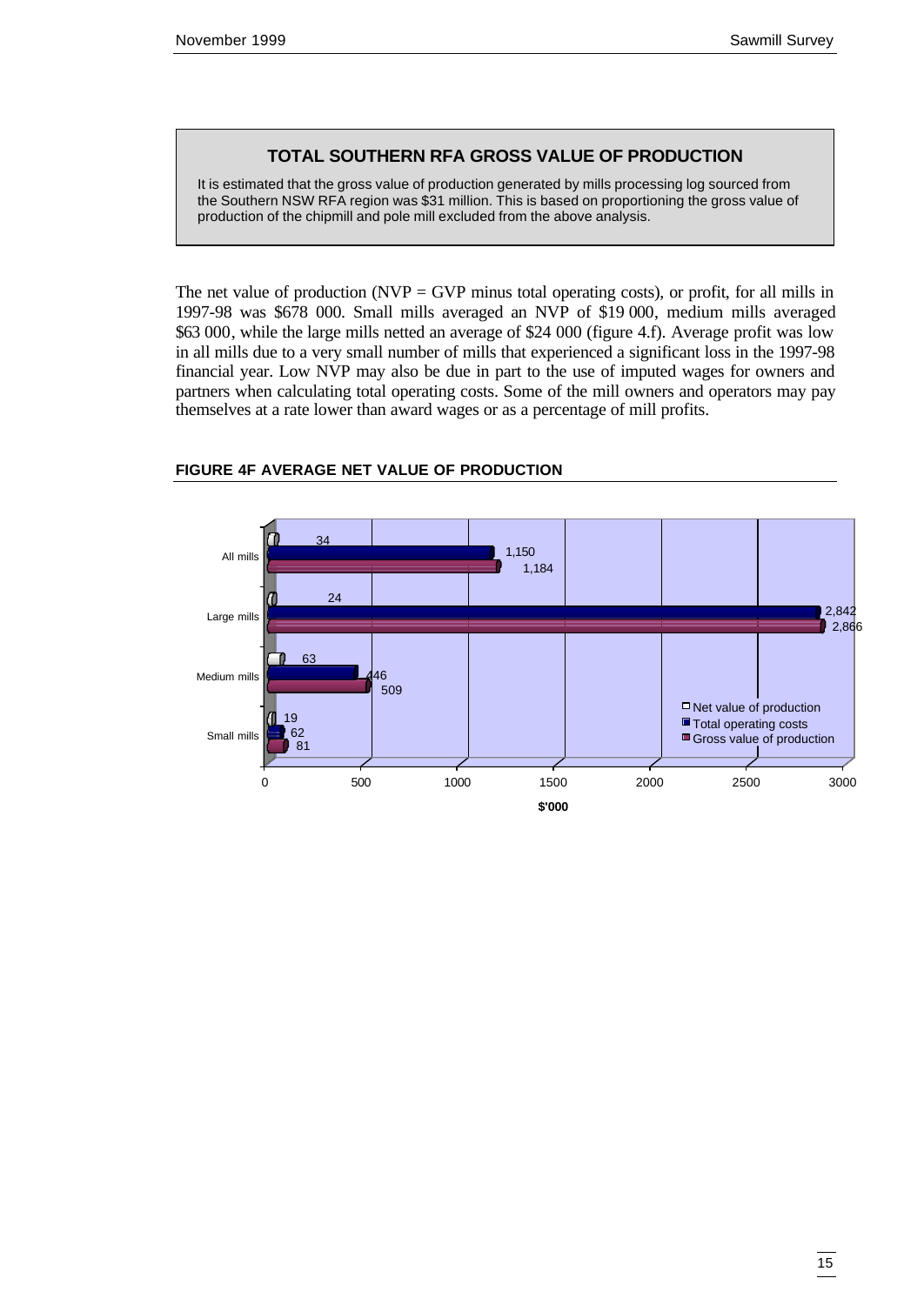## TOTAL SOUTHERN RFA GROSS VALUE OF PRODUCTION

It is estimated that the gross value of production generated by mills processing log sourced from the Southern NSW RFA region was $31 million. This is based on proportioning the gross value of production of the chipmill and pole mill excluded from the above analysis.

The net value of production (NVP = GVP minus total operating costs), or profit, for all mills in 1997-98 was $678 000. Small mills averaged an NVP of $19 000, medium mills averaged $63 000, while the large mills netted an average of $24 000 (figure 4.f). Average profit was low in all mills due to a very small number of mills that experienced a significant loss in the 1997-98 financial year. Low NVP may also be due in part to the use of imputed wages for owners and partners when calculating total operating costs. Some of the mill owners and operators may pay themselves at a rate lower than award wages or as a percentage of mill profits.

**FIGURE 4F AVERAGE NET VALUE OF PRODUCTION**

| $'000 | Net value of production | Total operating costs | Gross value of production |
|---|---|---|---|
| All mills | 34 | 1,150 | 1,184 |
| Large mills | 24 | 2,842 | 2,866 |
| Medium mills | 63 | 446 | 509 |
| Small mills | 19 | 62 | 81 |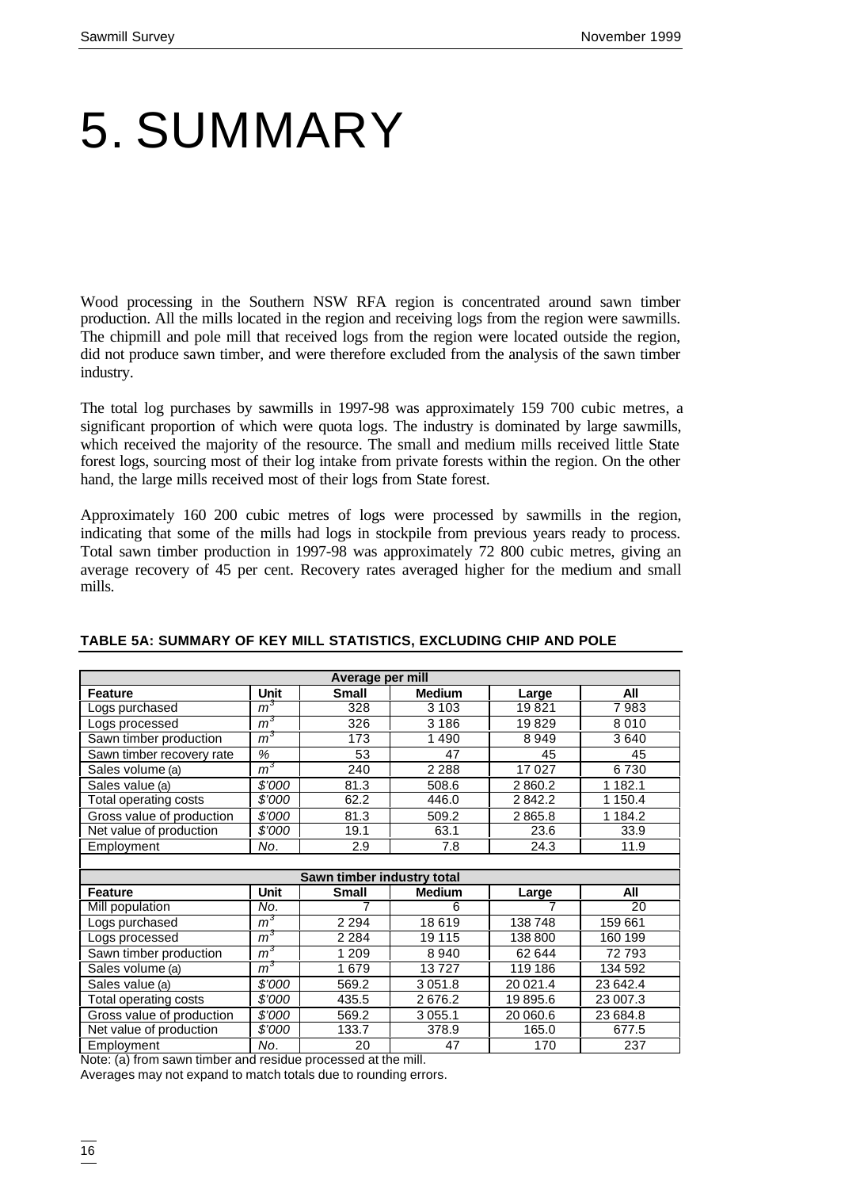# 5. SUMMARY

Wood processing in the Southern NSW RFA region is concentrated around sawn timber production. All the mills located in the region and receiving logs from the region were sawmills. The chipmill and pole mill that received logs from the region were located outside the region, did not produce sawn timber, and were therefore excluded from the analysis of the sawn timber industry.

The total log purchases by sawmills in 1997-98 was approximately 159 700 cubic metres, a significant proportion of which were quota logs. The industry is dominated by large sawmills, which received the majority of the resource. The small and medium mills received little State forest logs, sourcing most of their log intake from private forests within the region. On the other hand, the large mills received most of their logs from State forest.

Approximately 160 200 cubic metres of logs were processed by sawmills in the region, indicating that some of the mills had logs in stockpile from previous years ready to process. Total sawn timber production in 1997-98 was approximately 72 800 cubic metres, giving an average recovery of 45 per cent. Recovery rates averaged higher for the medium and small mills.

**TABLE 5A: SUMMARY OF KEY MILL STATISTICS, EXCLUDING CHIP AND POLE**

| Average per mill | | | | | |
|---|---|---|---|---|---|
| **Feature** | **Unit** | **Small** | **Medium** | **Large** | **All** |
| Logs purchased | $m^3$ | 328 | 3 103 | 19 821 | 7 983 |
| Logs processed | $m^3$ | 326 | 3 186 | 19 829 | 8 010 |
| Sawn timber production | $m^3$ | 173 | 1 490 | 8 949 | 3 640 |
| Sawn timber recovery rate | % | 53 | 47 | 45 | 45 |
| Sales volume (a) | $m^3$ | 240 | 2 288 | 17 027 | 6 730 |
| Sales value (a) | $'000 | 81.3 | 508.6 | 2 860.2 | 1 182.1 |
| Total operating costs | $'000 | 62.2 | 446.0 | 2 842.2 | 1 150.4 |
| Gross value of production | $'000 | 81.3 | 509.2 | 2 865.8 | 1 184.2 |
| Net value of production | $'000 | 19.1 | 63.1 | 23.6 | 33.9 |
| Employment | No. | 2.9 | 7.8 | 24.3 | 11.9 |
| | | | | | |
| **Sawn timber industry total** | | | | | |
| **Feature** | **Unit** | **Small** | **Medium** | **Large** | **All** |
| Mill population | No. | 7 | 6 | 7 | 20 |
| Logs purchased | $m^3$ | 2 294 | 18 619 | 138 748 | 159 661 |
| Logs processed | $m^3$ | 2 284 | 19 115 | 138 800 | 160 199 |
| Sawn timber production | $m^3$ | 1 209 | 8 940 | 62 644 | 72 793 |
| Sales volume (a) | $m^3$ | 1 679 | 13 727 | 119 186 | 134 592 |
| Sales value (a) | $'000 | 569.2 | 3 051.8 | 20 021.4 | 23 642.4 |
| Total operating costs | $'000 | 435.5 | 2 676.2 | 19 895.6 | 23 007.3 |
| Gross value of production | $'000 | 569.2 | 3 055.1 | 20 060.6 | 23 684.8 |
| Net value of production | $'000 | 133.7 | 378.9 | 165.0 | 677.5 |
| Employment | No. | 20 | 47 | 170 | 237 |

Note: (a) from sawn timber and residue processed at the mill.

Averages may not expand to match totals due to rounding errors.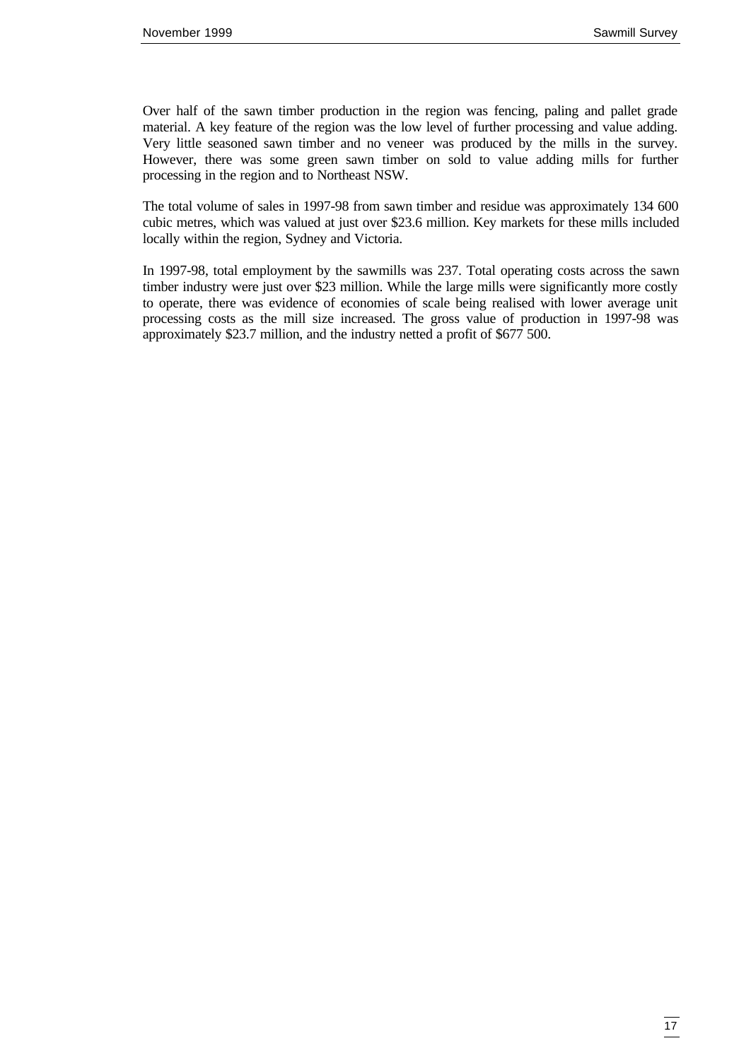Over half of the sawn timber production in the region was fencing, paling and pallet grade material. A key feature of the region was the low level of further processing and value adding. Very little seasoned sawn timber and no veneer was produced by the mills in the survey. However, there was some green sawn timber on sold to value adding mills for further processing in the region and to Northeast NSW.

The total volume of sales in 1997-98 from sawn timber and residue was approximately 134 600 cubic metres, which was valued at just over $23.6 million. Key markets for these mills included locally within the region, Sydney and Victoria.

In 1997-98, total employment by the sawmills was 237. Total operating costs across the sawn timber industry were just over $23 million. While the large mills were significantly more costly to operate, there was evidence of economies of scale being realised with lower average unit processing costs as the mill size increased. The gross value of production in 1997-98 was approximately $23.7 million, and the industry netted a profit of $677 500.